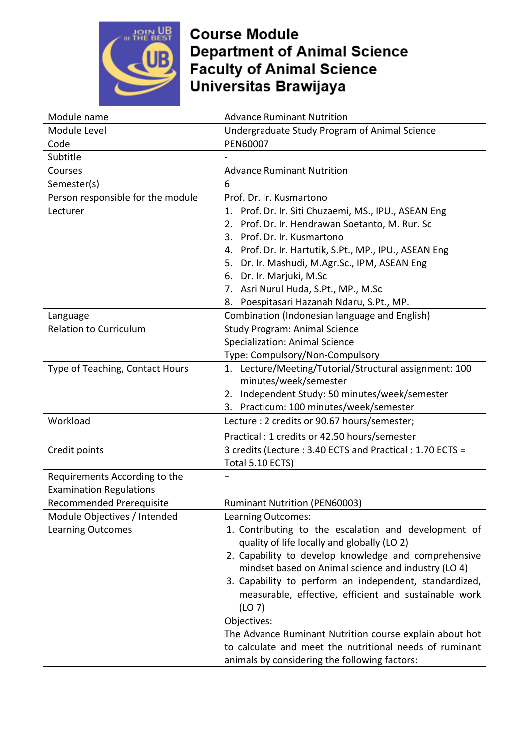# Course Module
## Department of Animal Science
## Faculty of Animal Science
## Universitas Brawijaya

| Module name | Advance Ruminant Nutrition |
|---|---|
| Module Level | Undergraduate Study Program of Animal Science |
| Code | PEN60007 |
| Subtitle | - |
| Courses | Advance Ruminant Nutrition |
| Semester(s) | 6 |
| Person responsible for the module | Prof. Dr. Ir. Kusmartono |
| Lecturer | 1. Prof. Dr. Ir. Siti Chuzaemi, MS., IPU., ASEAN Eng<br>2. Prof. Dr. Ir. Hendrawan Soetanto, M. Rur. Sc<br>3. Prof. Dr. Ir. Kusmartono<br>4. Prof. Dr. Ir. Hartutik, S.Pt., MP., IPU., ASEAN Eng<br>5. Dr. Ir. Mashudi, M.Agr.Sc., IPM, ASEAN Eng<br>6. Dr. Ir. Marjuki, M.Sc<br>7. Asri Nurul Huda, S.Pt., MP., M.Sc<br>8. Poespitasari Hazanah Ndaru, S.Pt., MP. |
| Language | Combination (Indonesian language and English) |
| Relation to Curriculum | Study Program: Animal Science<br>Specialization: Animal Science<br>Type: ~~Compulsory~~/Non-Compulsory |
| Type of Teaching, Contact Hours | 1. Lecture/Meeting/Tutorial/Structural assignment: 100 minutes/week/semester<br>2. Independent Study: 50 minutes/week/semester<br>3. Practicum: 100 minutes/week/semester |
| Workload | Lecture : 2 credits or 90.67 hours/semester;<br>Practical : 1 credits or 42.50 hours/semester |
| Credit points | 3 credits (Lecture : 3.40 ECTS and Practical : 1.70 ECTS = Total 5.10 ECTS) |
| Requirements According to the Examination Regulations | – |
| Recommended Prerequisite | Ruminant Nutrition (PEN60003) |
| Module Objectives / Intended Learning Outcomes | Learning Outcomes:<br>1. Contributing to the escalation and development of quality of life locally and globally (LO 2)<br>2. Capability to develop knowledge and comprehensive mindset based on Animal science and industry (LO 4)<br>3. Capability to perform an independent, standardized, measurable, effective, efficient and sustainable work (LO 7) |
| | Objectives:<br>The Advance Ruminant Nutrition course explain about hot to calculate and meet the nutritional needs of ruminant animals by considering the following factors: |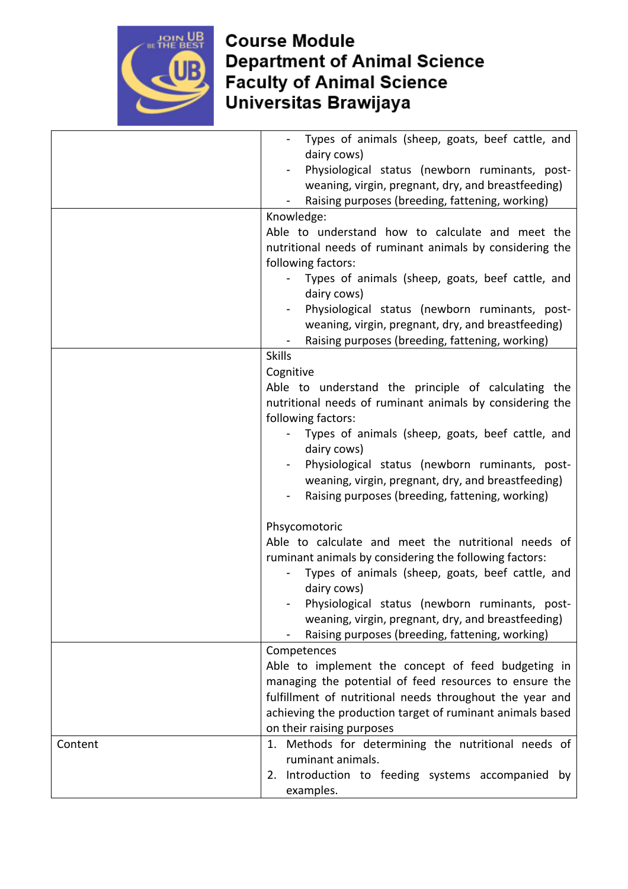| | |
|---|---|
| | - Types of animals (sheep, goats, beef cattle, and dairy cows)<br>- Physiological status (newborn ruminants, post-weaning, virgin, pregnant, dry, and breastfeeding)<br>- Raising purposes (breeding, fattening, working) |
| | Knowledge:<br>Able to understand how to calculate and meet the nutritional needs of ruminant animals by considering the following factors:<br>- Types of animals (sheep, goats, beef cattle, and dairy cows)<br>- Physiological status (newborn ruminants, post-weaning, virgin, pregnant, dry, and breastfeeding)<br>- Raising purposes (breeding, fattening, working) |
| | Skills<br>Cognitive<br>Able to understand the principle of calculating the nutritional needs of ruminant animals by considering the following factors:<br>- Types of animals (sheep, goats, beef cattle, and dairy cows)<br>- Physiological status (newborn ruminants, post-weaning, virgin, pregnant, dry, and breastfeeding)<br>- Raising purposes (breeding, fattening, working)<br><br>Phsycomotoric<br>Able to calculate and meet the nutritional needs of ruminant animals by considering the following factors:<br>- Types of animals (sheep, goats, beef cattle, and dairy cows)<br>- Physiological status (newborn ruminants, post-weaning, virgin, pregnant, dry, and breastfeeding)<br>- Raising purposes (breeding, fattening, working) |
| | Competences<br>Able to implement the concept of feed budgeting in managing the potential of feed resources to ensure the fulfillment of nutritional needs throughout the year and achieving the production target of ruminant animals based on their raising purposes |
| Content | 1. Methods for determining the nutritional needs of ruminant animals.<br>2. Introduction to feeding systems accompanied by examples. |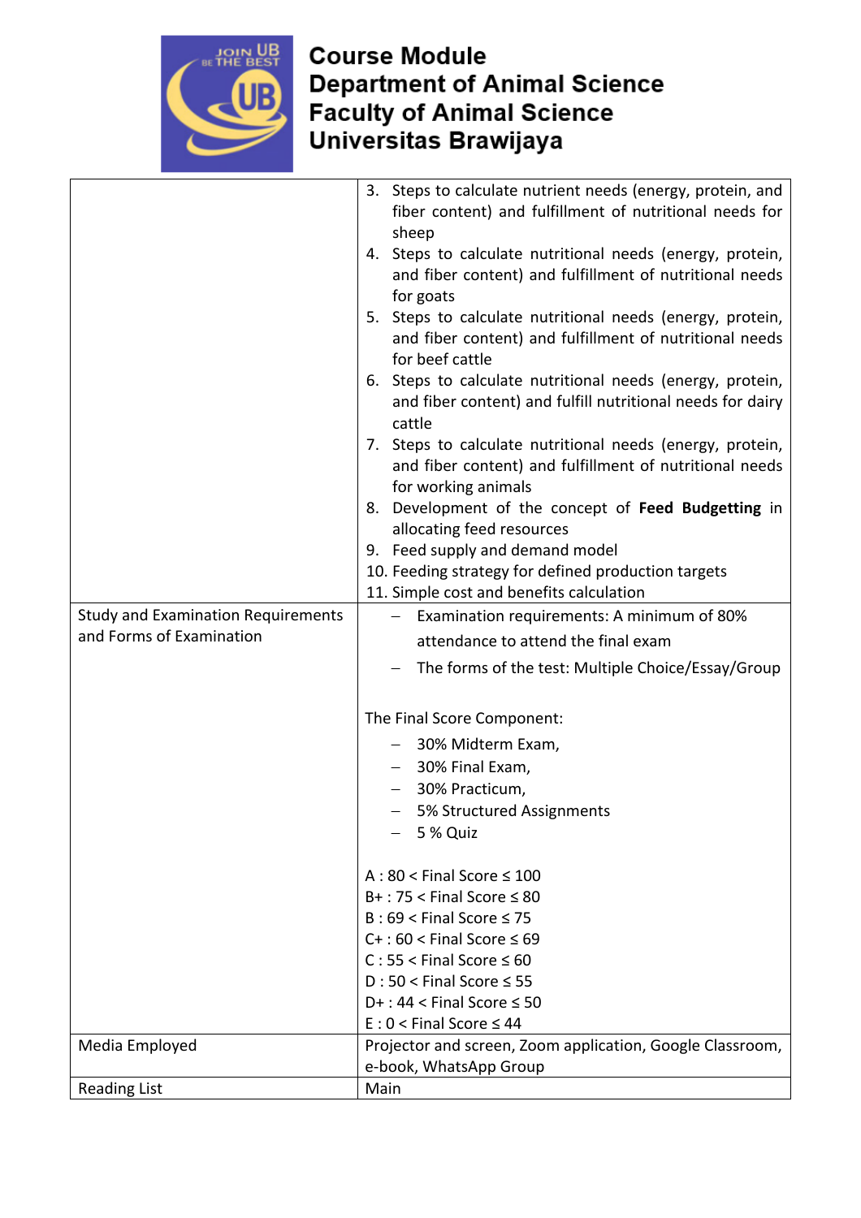| | |
|---|---|
| | 3. Steps to calculate nutrient needs (energy, protein, and fiber content) and fulfillment of nutritional needs for sheep<br>4. Steps to calculate nutritional needs (energy, protein, and fiber content) and fulfillment of nutritional needs for goats<br>5. Steps to calculate nutritional needs (energy, protein, and fiber content) and fulfillment of nutritional needs for beef cattle<br>6. Steps to calculate nutritional needs (energy, protein, and fiber content) and fulfill nutritional needs for dairy cattle<br>7. Steps to calculate nutritional needs (energy, protein, and fiber content) and fulfillment of nutritional needs for working animals<br>8. Development of the concept of **Feed Budgetting** in allocating feed resources<br>9. Feed supply and demand model<br>10. Feeding strategy for defined production targets<br>11. Simple cost and benefits calculation |
| Study and Examination Requirements and Forms of Examination | – Examination requirements: A minimum of 80% attendance to attend the final exam<br>– The forms of the test: Multiple Choice/Essay/Group<br><br>The Final Score Component:<br>– 30% Midterm Exam,<br>– 30% Final Exam,<br>– 30% Practicum,<br>– 5% Structured Assignments<br>– 5 % Quiz<br><br>A : 80 < Final Score ≤ 100<br>B+ : 75 < Final Score ≤ 80<br>B : 69 < Final Score ≤ 75<br>C+ : 60 < Final Score ≤ 69<br>C : 55 < Final Score ≤ 60<br>D : 50 < Final Score ≤ 55<br>D+ : 44 < Final Score ≤ 50<br>E : 0 < Final Score ≤ 44 |
| Media Employed | Projector and screen, Zoom application, Google Classroom, e-book, WhatsApp Group |
| Reading List | Main |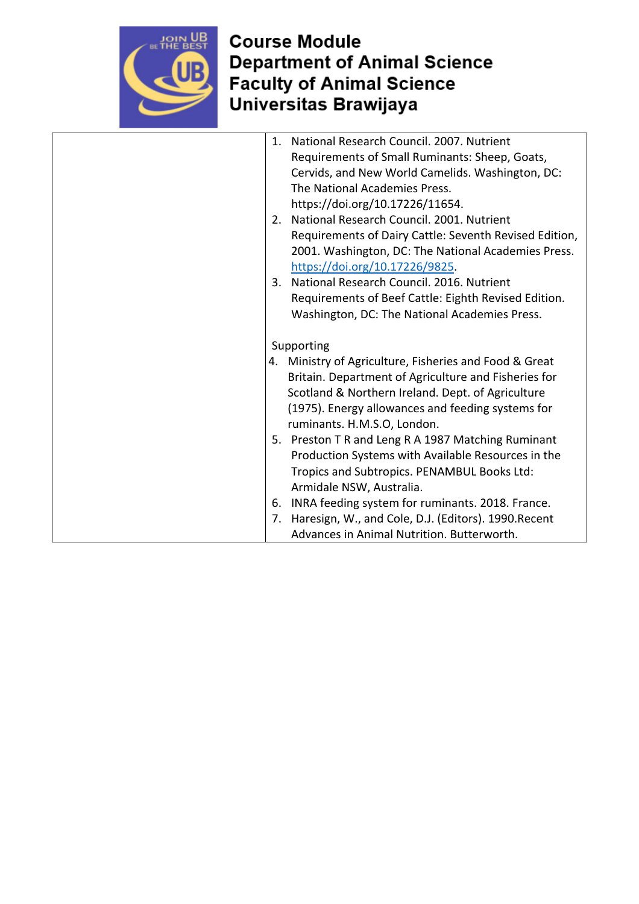# Course Module
# Department of Animal Science
# Faculty of Animal Science
# Universitas Brawijaya

| | |
|---|---|
| | 1. National Research Council. 2007. Nutrient Requirements of Small Ruminants: Sheep, Goats, Cervids, and New World Camelids. Washington, DC: The National Academies Press. https://doi.org/10.17226/11654.<br>2. National Research Council. 2001. Nutrient Requirements of Dairy Cattle: Seventh Revised Edition, 2001. Washington, DC: The National Academies Press. https://doi.org/10.17226/9825.<br>3. National Research Council. 2016. Nutrient Requirements of Beef Cattle: Eighth Revised Edition. Washington, DC: The National Academies Press.<br><br>Supporting<br>4. Ministry of Agriculture, Fisheries and Food & Great Britain. Department of Agriculture and Fisheries for Scotland & Northern Ireland. Dept. of Agriculture (1975). Energy allowances and feeding systems for ruminants. H.M.S.O, London.<br>5. Preston T R and Leng R A 1987 Matching Ruminant Production Systems with Available Resources in the Tropics and Subtropics. PENAMBUL Books Ltd: Armidale NSW, Australia.<br>6. INRA feeding system for ruminants. 2018. France.<br>7. Haresign, W., and Cole, D.J. (Editors). 1990.Recent Advances in Animal Nutrition. Butterworth. |